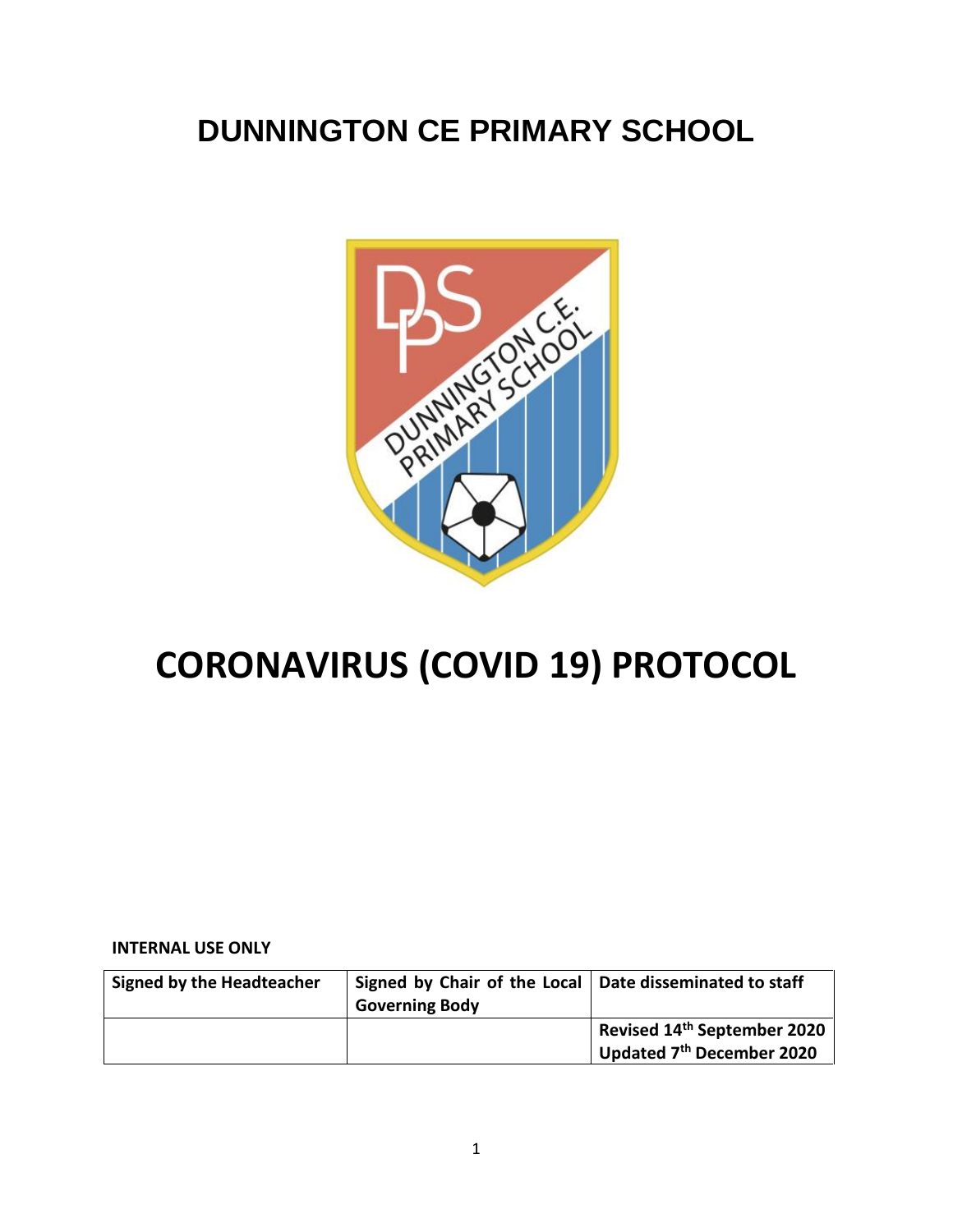# DUNNINGTON CE PRIMARY SCHOOL

# CORONAVIRUS (COVID 19) PROTOCOL

**INTERNAL USE ONLY**

| Signed by the Headteacher | Signed by Chair of the Local Governing Body | Date disseminated to staff |
|---|---|---|
| | | Revised 14th September 2020<br>Updated 7th December 2020 |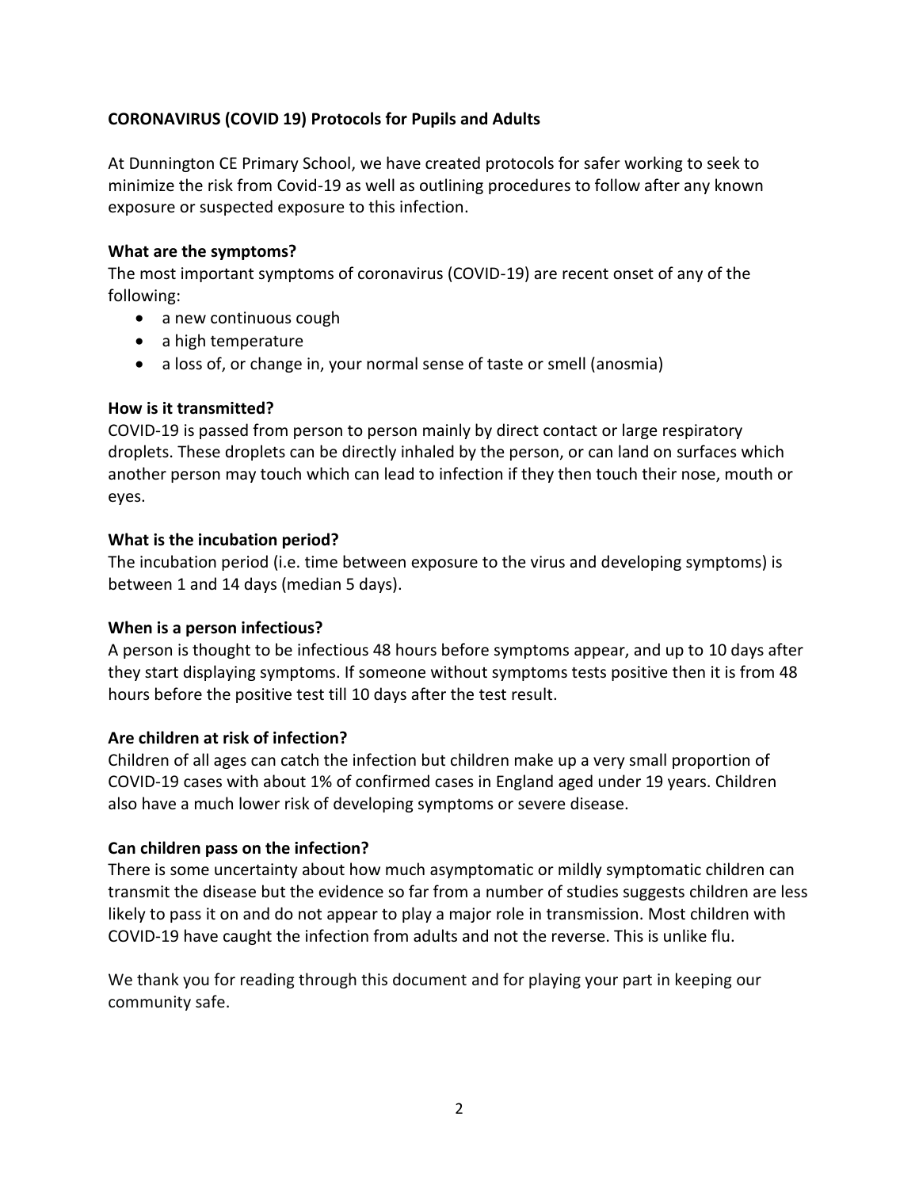**CORONAVIRUS (COVID 19) Protocols for Pupils and Adults**

At Dunnington CE Primary School, we have created protocols for safer working to seek to minimize the risk from Covid-19 as well as outlining procedures to follow after any known exposure or suspected exposure to this infection.

**What are the symptoms?**

The most important symptoms of coronavirus (COVID-19) are recent onset of any of the following:

- a new continuous cough
- a high temperature
- a loss of, or change in, your normal sense of taste or smell (anosmia)

**How is it transmitted?**

COVID-19 is passed from person to person mainly by direct contact or large respiratory droplets. These droplets can be directly inhaled by the person, or can land on surfaces which another person may touch which can lead to infection if they then touch their nose, mouth or eyes.

**What is the incubation period?**

The incubation period (i.e. time between exposure to the virus and developing symptoms) is between 1 and 14 days (median 5 days).

**When is a person infectious?**

A person is thought to be infectious 48 hours before symptoms appear, and up to 10 days after they start displaying symptoms. If someone without symptoms tests positive then it is from 48 hours before the positive test till 10 days after the test result.

**Are children at risk of infection?**

Children of all ages can catch the infection but children make up a very small proportion of COVID-19 cases with about 1% of confirmed cases in England aged under 19 years. Children also have a much lower risk of developing symptoms or severe disease.

**Can children pass on the infection?**

There is some uncertainty about how much asymptomatic or mildly symptomatic children can transmit the disease but the evidence so far from a number of studies suggests children are less likely to pass it on and do not appear to play a major role in transmission. Most children with COVID-19 have caught the infection from adults and not the reverse. This is unlike flu.

We thank you for reading through this document and for playing your part in keeping our community safe.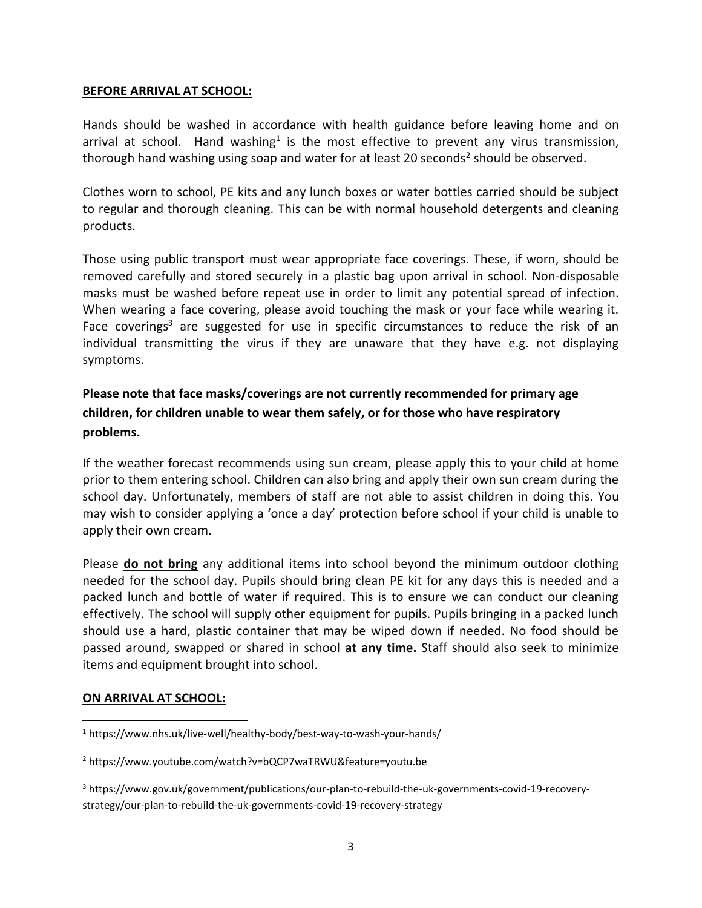**BEFORE ARRIVAL AT SCHOOL:**

Hands should be washed in accordance with health guidance before leaving home and on arrival at school. Hand washing[1] is the most effective to prevent any virus transmission, thorough hand washing using soap and water for at least 20 seconds[2] should be observed.

Clothes worn to school, PE kits and any lunch boxes or water bottles carried should be subject to regular and thorough cleaning. This can be with normal household detergents and cleaning products.

Those using public transport must wear appropriate face coverings. These, if worn, should be removed carefully and stored securely in a plastic bag upon arrival in school. Non-disposable masks must be washed before repeat use in order to limit any potential spread of infection. When wearing a face covering, please avoid touching the mask or your face while wearing it. Face coverings[3] are suggested for use in specific circumstances to reduce the risk of an individual transmitting the virus if they are unaware that they have e.g. not displaying symptoms.

**Please note that face masks/coverings are not currently recommended for primary age children, for children unable to wear them safely, or for those who have respiratory problems.**

If the weather forecast recommends using sun cream, please apply this to your child at home prior to them entering school. Children can also bring and apply their own sun cream during the school day. Unfortunately, members of staff are not able to assist children in doing this. You may wish to consider applying a 'once a day' protection before school if your child is unable to apply their own cream.

Please **do not bring** any additional items into school beyond the minimum outdoor clothing needed for the school day. Pupils should bring clean PE kit for any days this is needed and a packed lunch and bottle of water if required. This is to ensure we can conduct our cleaning effectively. The school will supply other equipment for pupils. Pupils bringing in a packed lunch should use a hard, plastic container that may be wiped down if needed. No food should be passed around, swapped or shared in school **at any time.** Staff should also seek to minimize items and equipment brought into school.

**ON ARRIVAL AT SCHOOL:**

[1] https://www.nhs.uk/live-well/healthy-body/best-way-to-wash-your-hands/

[2] https://www.youtube.com/watch?v=bQCP7waTRWU&feature=youtu.be

[3] https://www.gov.uk/government/publications/our-plan-to-rebuild-the-uk-governments-covid-19-recovery-strategy/our-plan-to-rebuild-the-uk-governments-covid-19-recovery-strategy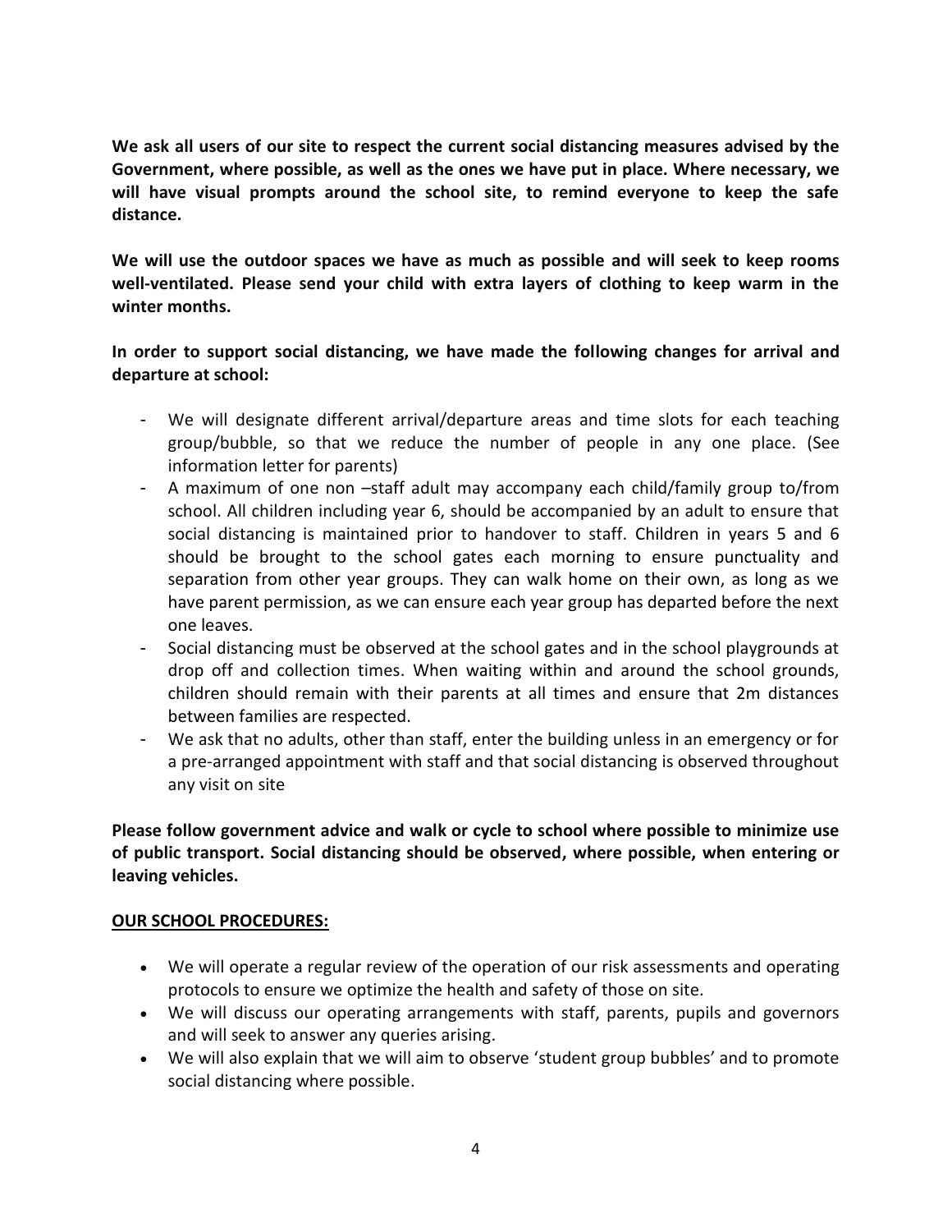**We ask all users of our site to respect the current social distancing measures advised by the Government, where possible, as well as the ones we have put in place. Where necessary, we will have visual prompts around the school site, to remind everyone to keep the safe distance.**

**We will use the outdoor spaces we have as much as possible and will seek to keep rooms well-ventilated. Please send your child with extra layers of clothing to keep warm in the winter months.**

**In order to support social distancing, we have made the following changes for arrival and departure at school:**

- We will designate different arrival/departure areas and time slots for each teaching group/bubble, so that we reduce the number of people in any one place. (See information letter for parents)
- A maximum of one non –staff adult may accompany each child/family group to/from school. All children including year 6, should be accompanied by an adult to ensure that social distancing is maintained prior to handover to staff. Children in years 5 and 6 should be brought to the school gates each morning to ensure punctuality and separation from other year groups. They can walk home on their own, as long as we have parent permission, as we can ensure each year group has departed before the next one leaves.
- Social distancing must be observed at the school gates and in the school playgrounds at drop off and collection times. When waiting within and around the school grounds, children should remain with their parents at all times and ensure that 2m distances between families are respected.
- We ask that no adults, other than staff, enter the building unless in an emergency or for a pre-arranged appointment with staff and that social distancing is observed throughout any visit on site

**Please follow government advice and walk or cycle to school where possible to minimize use of public transport. Social distancing should be observed, where possible, when entering or leaving vehicles.**

**<u>OUR SCHOOL PROCEDURES:</u>**

- We will operate a regular review of the operation of our risk assessments and operating protocols to ensure we optimize the health and safety of those on site.
- We will discuss our operating arrangements with staff, parents, pupils and governors and will seek to answer any queries arising.
- We will also explain that we will aim to observe 'student group bubbles' and to promote social distancing where possible.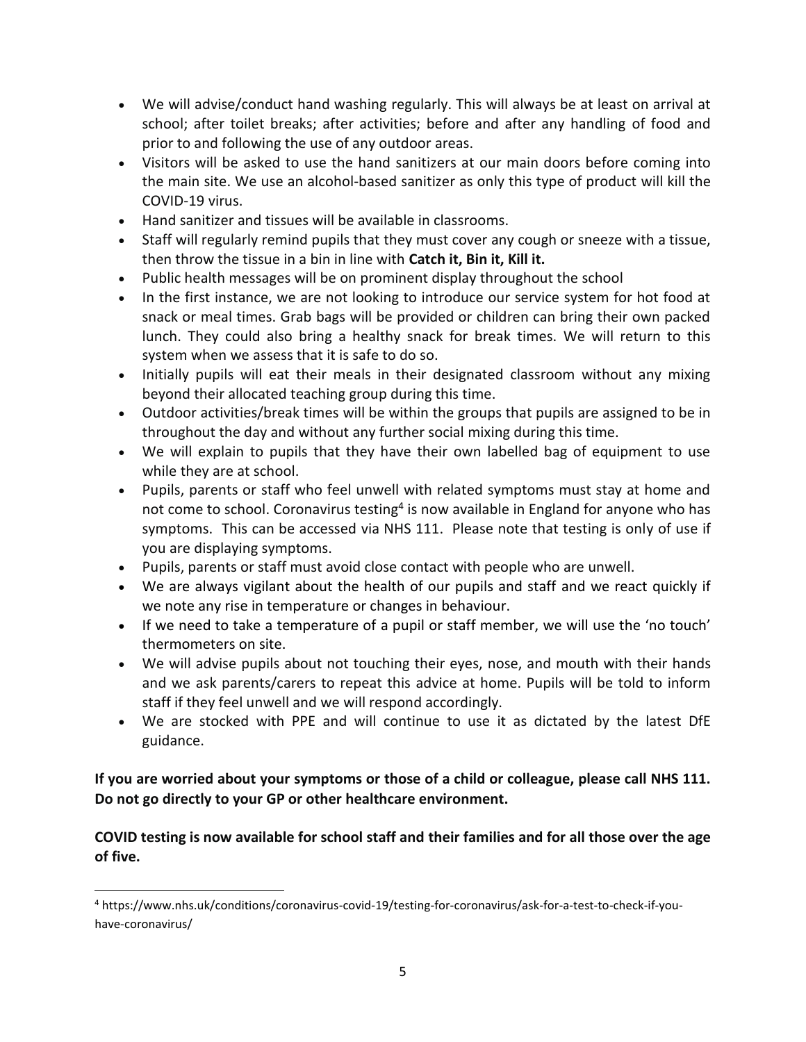- We will advise/conduct hand washing regularly. This will always be at least on arrival at school; after toilet breaks; after activities; before and after any handling of food and prior to and following the use of any outdoor areas.
- Visitors will be asked to use the hand sanitizers at our main doors before coming into the main site. We use an alcohol-based sanitizer as only this type of product will kill the COVID-19 virus.
- Hand sanitizer and tissues will be available in classrooms.
- Staff will regularly remind pupils that they must cover any cough or sneeze with a tissue, then throw the tissue in a bin in line with **Catch it, Bin it, Kill it.**
- Public health messages will be on prominent display throughout the school
- In the first instance, we are not looking to introduce our service system for hot food at snack or meal times. Grab bags will be provided or children can bring their own packed lunch. They could also bring a healthy snack for break times. We will return to this system when we assess that it is safe to do so.
- Initially pupils will eat their meals in their designated classroom without any mixing beyond their allocated teaching group during this time.
- Outdoor activities/break times will be within the groups that pupils are assigned to be in throughout the day and without any further social mixing during this time.
- We will explain to pupils that they have their own labelled bag of equipment to use while they are at school.
- Pupils, parents or staff who feel unwell with related symptoms must stay at home and not come to school. Coronavirus testing[4] is now available in England for anyone who has symptoms. This can be accessed via NHS 111. Please note that testing is only of use if you are displaying symptoms.
- Pupils, parents or staff must avoid close contact with people who are unwell.
- We are always vigilant about the health of our pupils and staff and we react quickly if we note any rise in temperature or changes in behaviour.
- If we need to take a temperature of a pupil or staff member, we will use the 'no touch' thermometers on site.
- We will advise pupils about not touching their eyes, nose, and mouth with their hands and we ask parents/carers to repeat this advice at home. Pupils will be told to inform staff if they feel unwell and we will respond accordingly.
- We are stocked with PPE and will continue to use it as dictated by the latest DfE guidance.

**If you are worried about your symptoms or those of a child or colleague, please call NHS 111. Do not go directly to your GP or other healthcare environment.**

**COVID testing is now available for school staff and their families and for all those over the age of five.**

---

[4] https://www.nhs.uk/conditions/coronavirus-covid-19/testing-for-coronavirus/ask-for-a-test-to-check-if-you-have-coronavirus/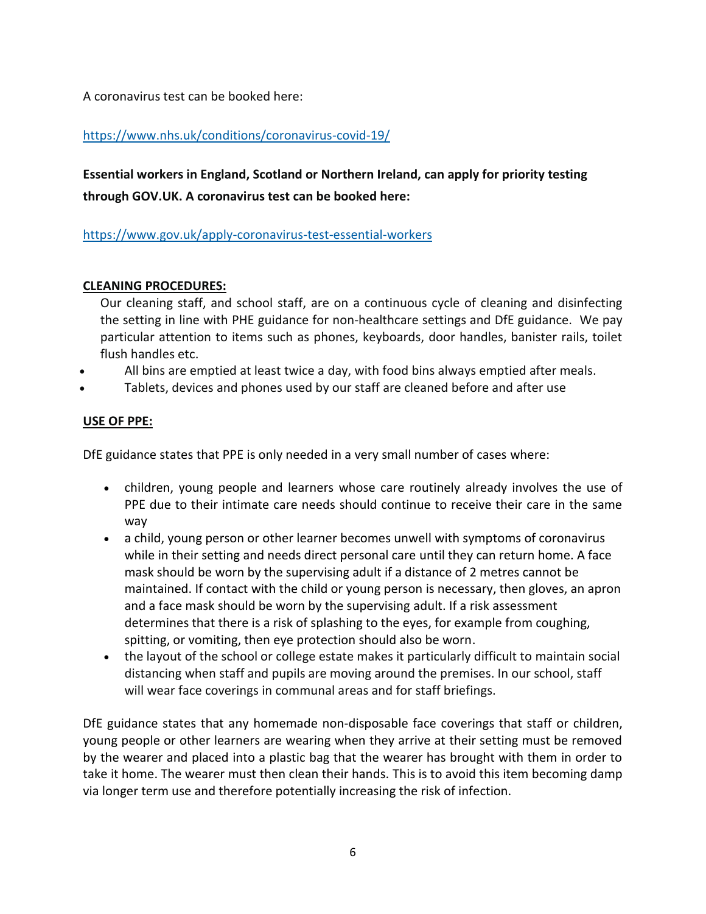A coronavirus test can be booked here:

https://www.nhs.uk/conditions/coronavirus-covid-19/

**Essential workers in England, Scotland or Northern Ireland, can apply for priority testing through GOV.UK. A coronavirus test can be booked here:**

https://www.gov.uk/apply-coronavirus-test-essential-workers

**CLEANING PROCEDURES:**

Our cleaning staff, and school staff, are on a continuous cycle of cleaning and disinfecting the setting in line with PHE guidance for non-healthcare settings and DfE guidance. We pay particular attention to items such as phones, keyboards, door handles, banister rails, toilet flush handles etc.

- All bins are emptied at least twice a day, with food bins always emptied after meals.
- Tablets, devices and phones used by our staff are cleaned before and after use

**USE OF PPE:**

DfE guidance states that PPE is only needed in a very small number of cases where:

- children, young people and learners whose care routinely already involves the use of PPE due to their intimate care needs should continue to receive their care in the same way
- a child, young person or other learner becomes unwell with symptoms of coronavirus while in their setting and needs direct personal care until they can return home. A face mask should be worn by the supervising adult if a distance of 2 metres cannot be maintained. If contact with the child or young person is necessary, then gloves, an apron and a face mask should be worn by the supervising adult. If a risk assessment determines that there is a risk of splashing to the eyes, for example from coughing, spitting, or vomiting, then eye protection should also be worn.
- the layout of the school or college estate makes it particularly difficult to maintain social distancing when staff and pupils are moving around the premises. In our school, staff will wear face coverings in communal areas and for staff briefings.

DfE guidance states that any homemade non-disposable face coverings that staff or children, young people or other learners are wearing when they arrive at their setting must be removed by the wearer and placed into a plastic bag that the wearer has brought with them in order to take it home. The wearer must then clean their hands. This is to avoid this item becoming damp via longer term use and therefore potentially increasing the risk of infection.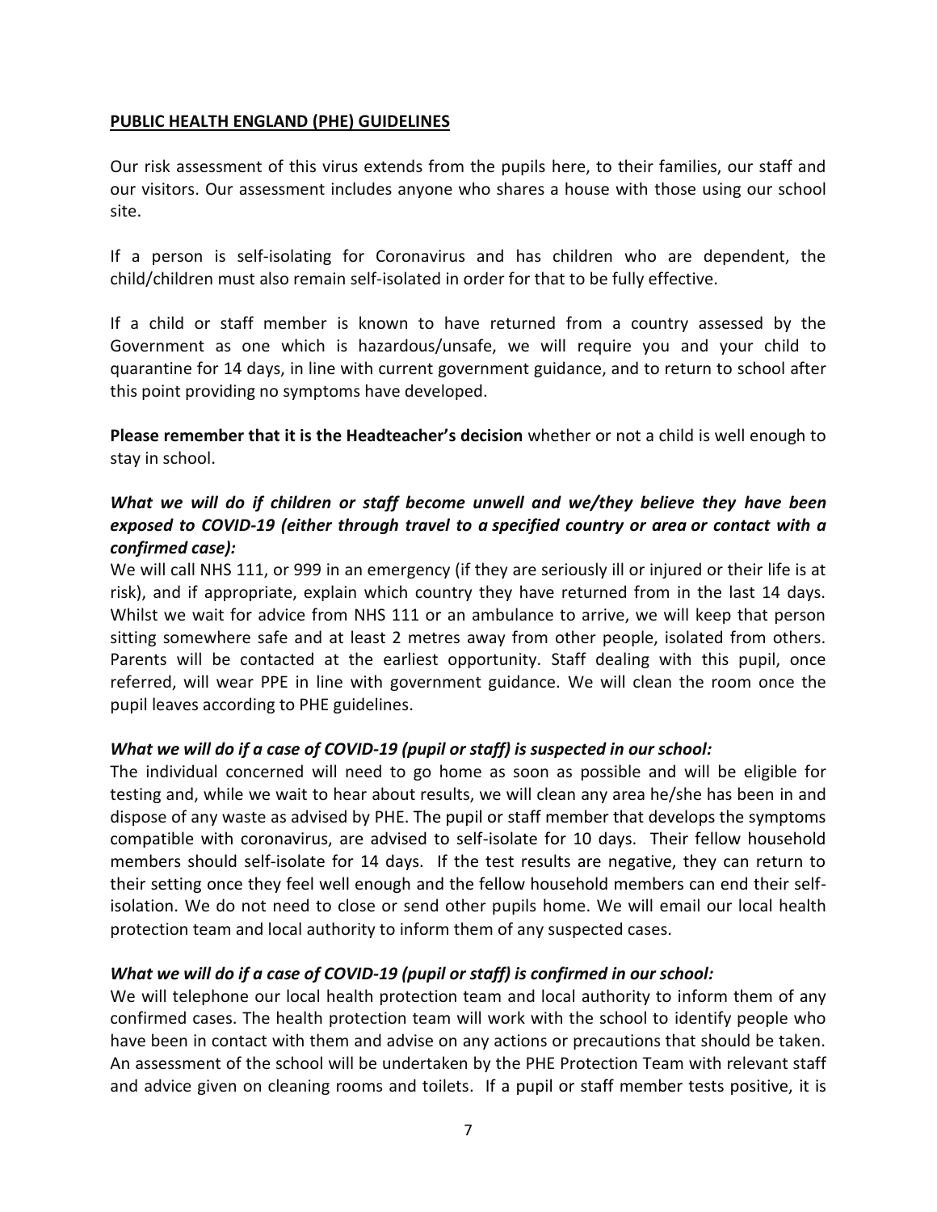## PUBLIC HEALTH ENGLAND (PHE) GUIDELINES

Our risk assessment of this virus extends from the pupils here, to their families, our staff and our visitors. Our assessment includes anyone who shares a house with those using our school site.

If a person is self-isolating for Coronavirus and has children who are dependent, the child/children must also remain self-isolated in order for that to be fully effective.

If a child or staff member is known to have returned from a country assessed by the Government as one which is hazardous/unsafe, we will require you and your child to quarantine for 14 days, in line with current government guidance, and to return to school after this point providing no symptoms have developed.

**Please remember that it is the Headteacher's decision** whether or not a child is well enough to stay in school.

***What we will do if children or staff become unwell and we/they believe they have been exposed to COVID-19 (either through travel to a specified country or area or contact with a confirmed case):***

We will call NHS 111, or 999 in an emergency (if they are seriously ill or injured or their life is at risk), and if appropriate, explain which country they have returned from in the last 14 days. Whilst we wait for advice from NHS 111 or an ambulance to arrive, we will keep that person sitting somewhere safe and at least 2 metres away from other people, isolated from others. Parents will be contacted at the earliest opportunity. Staff dealing with this pupil, once referred, will wear PPE in line with government guidance. We will clean the room once the pupil leaves according to PHE guidelines.

***What we will do if a case of COVID-19 (pupil or staff) is suspected in our school:***

The individual concerned will need to go home as soon as possible and will be eligible for testing and, while we wait to hear about results, we will clean any area he/she has been in and dispose of any waste as advised by PHE. The pupil or staff member that develops the symptoms compatible with coronavirus, are advised to self-isolate for 10 days. Their fellow household members should self-isolate for 14 days. If the test results are negative, they can return to their setting once they feel well enough and the fellow household members can end their self-isolation. We do not need to close or send other pupils home. We will email our local health protection team and local authority to inform them of any suspected cases.

***What we will do if a case of COVID-19 (pupil or staff) is confirmed in our school:***

We will telephone our local health protection team and local authority to inform them of any confirmed cases. The health protection team will work with the school to identify people who have been in contact with them and advise on any actions or precautions that should be taken. An assessment of the school will be undertaken by the PHE Protection Team with relevant staff and advice given on cleaning rooms and toilets. If a pupil or staff member tests positive, it is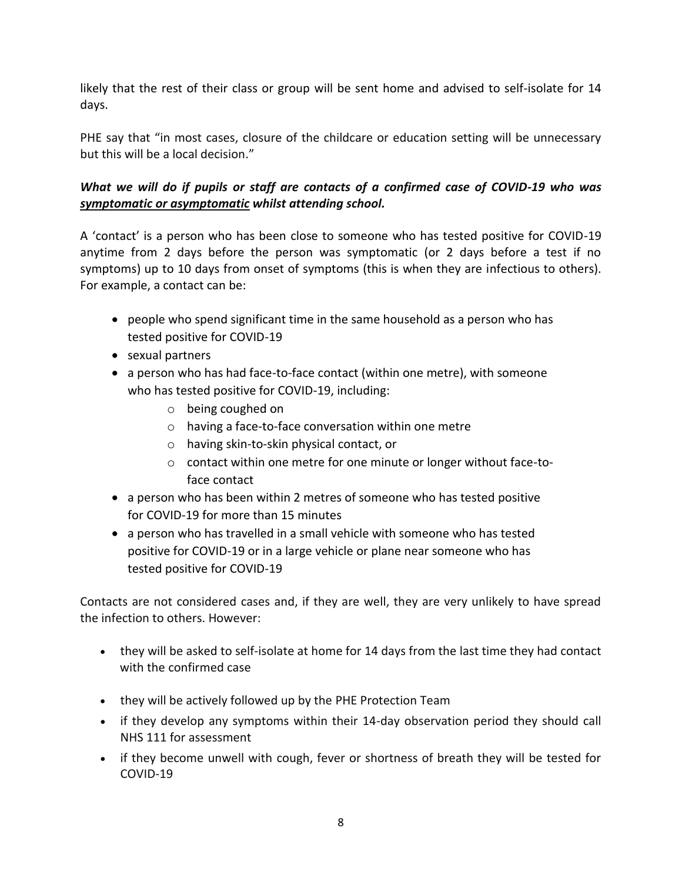likely that the rest of their class or group will be sent home and advised to self-isolate for 14 days.

PHE say that "in most cases, closure of the childcare or education setting will be unnecessary but this will be a local decision."

***What we will do if pupils or staff are contacts of a confirmed case of COVID-19 who was <u>symptomatic or asymptomatic</u> whilst attending school.***

A 'contact' is a person who has been close to someone who has tested positive for COVID-19 anytime from 2 days before the person was symptomatic (or 2 days before a test if no symptoms) up to 10 days from onset of symptoms (this is when they are infectious to others). For example, a contact can be:

- people who spend significant time in the same household as a person who has tested positive for COVID-19
- sexual partners
- a person who has had face-to-face contact (within one metre), with someone who has tested positive for COVID-19, including:
  - being coughed on
  - having a face-to-face conversation within one metre
  - having skin-to-skin physical contact, or
  - contact within one metre for one minute or longer without face-to-face contact
- a person who has been within 2 metres of someone who has tested positive for COVID-19 for more than 15 minutes
- a person who has travelled in a small vehicle with someone who has tested positive for COVID-19 or in a large vehicle or plane near someone who has tested positive for COVID-19

Contacts are not considered cases and, if they are well, they are very unlikely to have spread the infection to others. However:

- they will be asked to self-isolate at home for 14 days from the last time they had contact with the confirmed case
- they will be actively followed up by the PHE Protection Team
- if they develop any symptoms within their 14-day observation period they should call NHS 111 for assessment
- if they become unwell with cough, fever or shortness of breath they will be tested for COVID-19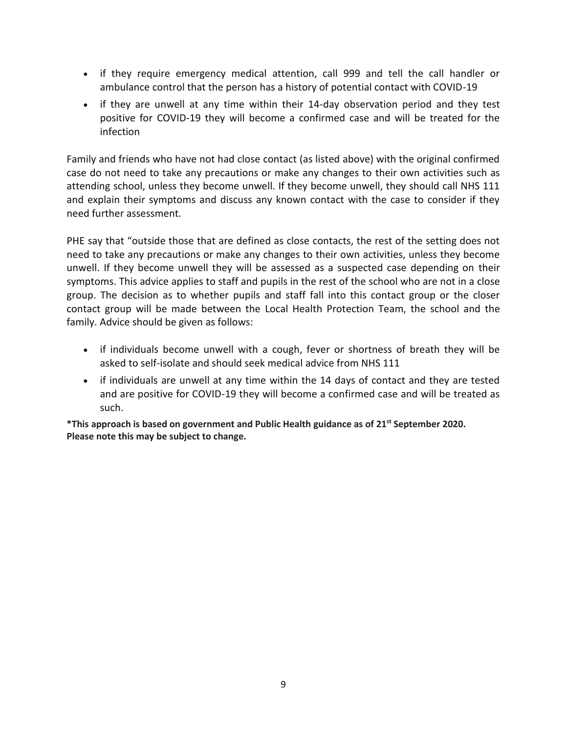- if they require emergency medical attention, call 999 and tell the call handler or ambulance control that the person has a history of potential contact with COVID-19
- if they are unwell at any time within their 14-day observation period and they test positive for COVID-19 they will become a confirmed case and will be treated for the infection

Family and friends who have not had close contact (as listed above) with the original confirmed case do not need to take any precautions or make any changes to their own activities such as attending school, unless they become unwell. If they become unwell, they should call NHS 111 and explain their symptoms and discuss any known contact with the case to consider if they need further assessment.

PHE say that "outside those that are defined as close contacts, the rest of the setting does not need to take any precautions or make any changes to their own activities, unless they become unwell. If they become unwell they will be assessed as a suspected case depending on their symptoms. This advice applies to staff and pupils in the rest of the school who are not in a close group. The decision as to whether pupils and staff fall into this contact group or the closer contact group will be made between the Local Health Protection Team, the school and the family. Advice should be given as follows:

- if individuals become unwell with a cough, fever or shortness of breath they will be asked to self-isolate and should seek medical advice from NHS 111
- if individuals are unwell at any time within the 14 days of contact and they are tested and are positive for COVID-19 they will become a confirmed case and will be treated as such.

**\*This approach is based on government and Public Health guidance as of 21st September 2020. Please note this may be subject to change.**